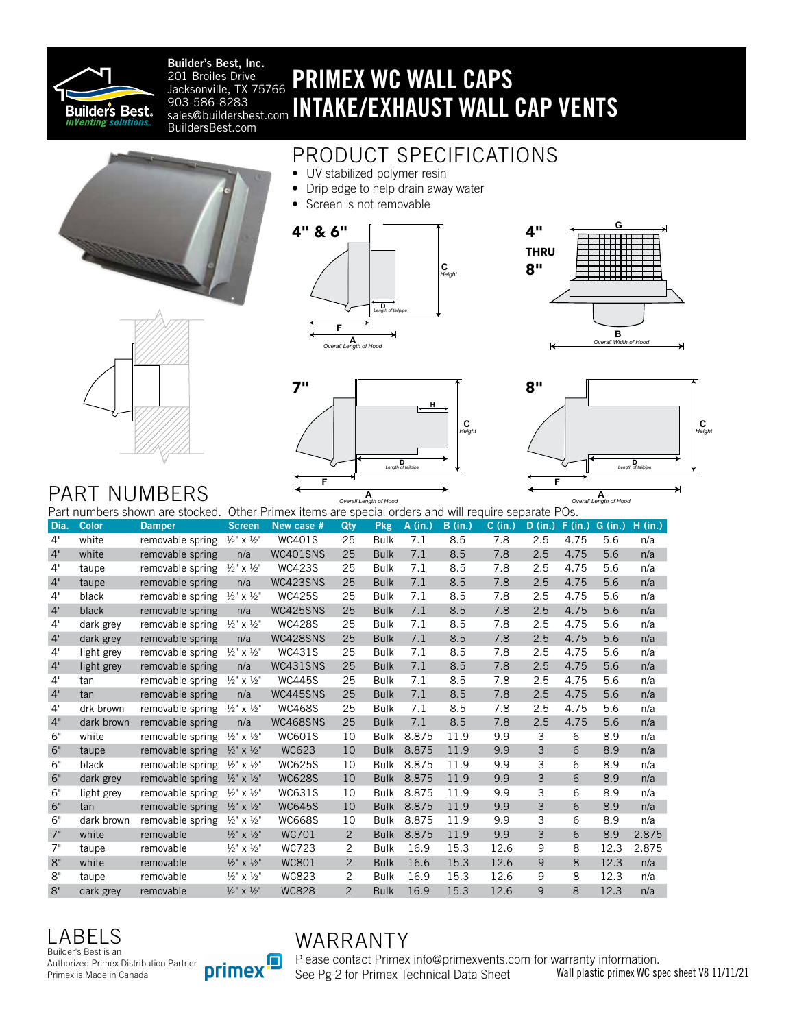**Builder's Best, Inc.**
201 Broiles Drive
Jacksonville, TX 75766
903-586-8283
sales@buildersbest.com
BuildersBest.com

# PRIMEX WC WALL CAPS
# INTAKE/EXHAUST WALL CAP VENTS

## PRODUCT SPECIFICATIONS

- UV stabilized polymer resin
- Drip edge to help drain away water
- Screen is not removable

**4" & 6"** — C Height; D Length of tailpipe; F; A Overall Length of Hood

**4" THRU 8"** — G; B Overall Width of Hood

**7"** — H; C Height; D Length of tailpipe; F; A Overall Length of Hood

**8"** — C Height; D Length of tailpipe; F; A Overall Length of Hood

## PART NUMBERS

Part numbers shown are stocked. Other Primex items are special orders and will require separate POs.

| Dia. | Color | Damper | Screen | New case # | Qty | Pkg | A (in.) | B (in.) | C (in.) | D (in.) | F (in.) | G (in.) | H (in.) |
|---|---|---|---|---|---|---|---|---|---|---|---|---|---|
| 4" | white | removable spring | ½" x ½" | WC401S | 25 | Bulk | 7.1 | 8.5 | 7.8 | 2.5 | 4.75 | 5.6 | n/a |
| 4" | white | removable spring | n/a | WC401SNS | 25 | Bulk | 7.1 | 8.5 | 7.8 | 2.5 | 4.75 | 5.6 | n/a |
| 4" | taupe | removable spring | ½" x ½" | WC423S | 25 | Bulk | 7.1 | 8.5 | 7.8 | 2.5 | 4.75 | 5.6 | n/a |
| 4" | taupe | removable spring | n/a | WC423SNS | 25 | Bulk | 7.1 | 8.5 | 7.8 | 2.5 | 4.75 | 5.6 | n/a |
| 4" | black | removable spring | ½" x ½" | WC425S | 25 | Bulk | 7.1 | 8.5 | 7.8 | 2.5 | 4.75 | 5.6 | n/a |
| 4" | black | removable spring | n/a | WC425SNS | 25 | Bulk | 7.1 | 8.5 | 7.8 | 2.5 | 4.75 | 5.6 | n/a |
| 4" | dark grey | removable spring | ½" x ½" | WC428S | 25 | Bulk | 7.1 | 8.5 | 7.8 | 2.5 | 4.75 | 5.6 | n/a |
| 4" | dark grey | removable spring | n/a | WC428SNS | 25 | Bulk | 7.1 | 8.5 | 7.8 | 2.5 | 4.75 | 5.6 | n/a |
| 4" | light grey | removable spring | ½" x ½" | WC431S | 25 | Bulk | 7.1 | 8.5 | 7.8 | 2.5 | 4.75 | 5.6 | n/a |
| 4" | light grey | removable spring | n/a | WC431SNS | 25 | Bulk | 7.1 | 8.5 | 7.8 | 2.5 | 4.75 | 5.6 | n/a |
| 4" | tan | removable spring | ½" x ½" | WC445S | 25 | Bulk | 7.1 | 8.5 | 7.8 | 2.5 | 4.75 | 5.6 | n/a |
| 4" | tan | removable spring | n/a | WC445SNS | 25 | Bulk | 7.1 | 8.5 | 7.8 | 2.5 | 4.75 | 5.6 | n/a |
| 4" | drk brown | removable spring | ½" x ½" | WC468S | 25 | Bulk | 7.1 | 8.5 | 7.8 | 2.5 | 4.75 | 5.6 | n/a |
| 4" | dark brown | removable spring | n/a | WC468SNS | 25 | Bulk | 7.1 | 8.5 | 7.8 | 2.5 | 4.75 | 5.6 | n/a |
| 6" | white | removable spring | ½" x ½" | WC601S | 10 | Bulk | 8.875 | 11.9 | 9.9 | 3 | 6 | 8.9 | n/a |
| 6" | taupe | removable spring | ½" x ½" | WC623 | 10 | Bulk | 8.875 | 11.9 | 9.9 | 3 | 6 | 8.9 | n/a |
| 6" | black | removable spring | ½" x ½" | WC625S | 10 | Bulk | 8.875 | 11.9 | 9.9 | 3 | 6 | 8.9 | n/a |
| 6" | dark grey | removable spring | ½" x ½" | WC628S | 10 | Bulk | 8.875 | 11.9 | 9.9 | 3 | 6 | 8.9 | n/a |
| 6" | light grey | removable spring | ½" x ½" | WC631S | 10 | Bulk | 8.875 | 11.9 | 9.9 | 3 | 6 | 8.9 | n/a |
| 6" | tan | removable spring | ½" x ½" | WC645S | 10 | Bulk | 8.875 | 11.9 | 9.9 | 3 | 6 | 8.9 | n/a |
| 6" | dark brown | removable spring | ½" x ½" | WC668S | 10 | Bulk | 8.875 | 11.9 | 9.9 | 3 | 6 | 8.9 | n/a |
| 7" | white | removable | ½" x ½" | WC701 | 2 | Bulk | 8.875 | 11.9 | 9.9 | 3 | 6 | 8.9 | 2.875 |
| 7" | taupe | removable | ½" x ½" | WC723 | 2 | Bulk | 16.9 | 15.3 | 12.6 | 9 | 8 | 12.3 | 2.875 |
| 8" | white | removable | ½" x ½" | WC801 | 2 | Bulk | 16.6 | 15.3 | 12.6 | 9 | 8 | 12.3 | n/a |
| 8" | taupe | removable | ½" x ½" | WC823 | 2 | Bulk | 16.9 | 15.3 | 12.6 | 9 | 8 | 12.3 | n/a |
| 8" | dark grey | removable | ½" x ½" | WC828 | 2 | Bulk | 16.9 | 15.3 | 12.6 | 9 | 8 | 12.3 | n/a |

## LABELS

Builder's Best is an Authorized Primex Distribution Partner
Primex is Made in Canada

## WARRANTY

Please contact Primex info@primexvents.com for warranty information.
See Pg 2 for Primex Technical Data Sheet

Wall plastic primex WC spec sheet V8 11/11/21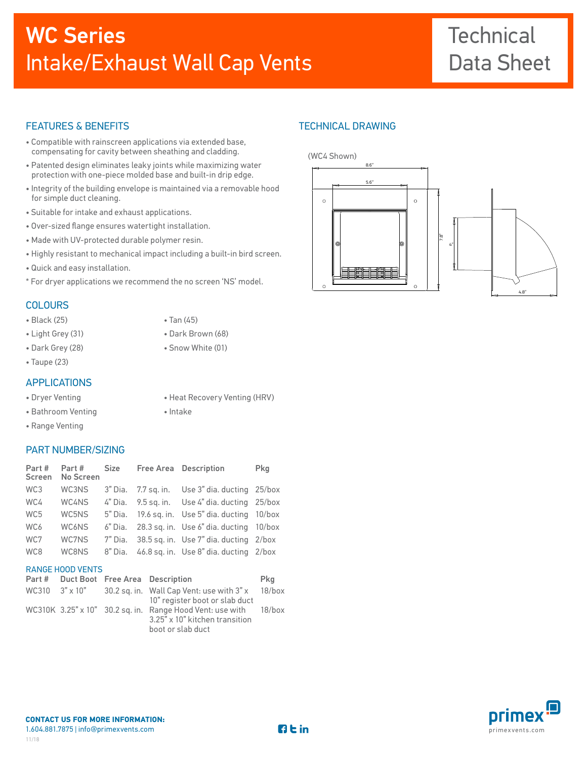# WC Series
## Intake/Exhaust Wall Cap Vents

Technical Data Sheet

## FEATURES & BENEFITS

- Compatible with rainscreen applications via extended base, compensating for cavity between sheathing and cladding.
- Patented design eliminates leaky joints while maximizing water protection with one-piece molded base and built-in drip edge.
- Integrity of the building envelope is maintained via a removable hood for simple duct cleaning.
- Suitable for intake and exhaust applications.
- Over-sized flange ensures watertight installation.
- Made with UV-protected durable polymer resin.
- Highly resistant to mechanical impact including a built-in bird screen.
- Quick and easy installation.

* For dryer applications we recommend the no screen 'NS' model.

## TECHNICAL DRAWING

(WC4 Shown)

8.6"

5.6"

7.8"

4"

4.8"

## COLOURS

- Black (25)
- Light Grey (31)
- Dark Grey (28)
- Taupe (23)
- Tan (45)
- Dark Brown (68)
- Snow White (01)

## APPLICATIONS

- Dryer Venting
- Bathroom Venting
- Range Venting
- Heat Recovery Venting (HRV)
- Intake

## PART NUMBER/SIZING

| Part # Screen | Part # No Screen | Size | Free Area | Description | Pkg |
|---|---|---|---|---|---|
| WC3 | WC3NS | 3" Dia. | 7.7 sq. in. | Use 3" dia. ducting | 25/box |
| WC4 | WC4NS | 4" Dia. | 9.5 sq. in. | Use 4" dia. ducting | 25/box |
| WC5 | WC5NS | 5" Dia. | 19.6 sq. in. | Use 5" dia. ducting | 10/box |
| WC6 | WC6NS | 6" Dia. | 28.3 sq. in. | Use 6" dia. ducting | 10/box |
| WC7 | WC7NS | 7" Dia. | 38.5 sq. in. | Use 7" dia. ducting | 2/box |
| WC8 | WC8NS | 8" Dia. | 46.8 sq. in. | Use 8" dia. ducting | 2/box |

### RANGE HOOD VENTS

| Part # | Duct Boot | Free Area | Description | Pkg |
|---|---|---|---|---|
| WC310 | 3" x 10" | 30.2 sq. in. | Wall Cap Vent: use with 3" x 10" register boot or slab duct | 18/box |
| WC310K | 3.25" x 10" | 30.2 sq. in. | Range Hood Vent: use with 3.25" x 10" kitchen transition boot or slab duct | 18/box |

**CONTACT US FOR MORE INFORMATION:**
1.604.881.7875 | info@primexvents.com

11/18

primex
primexvents.com